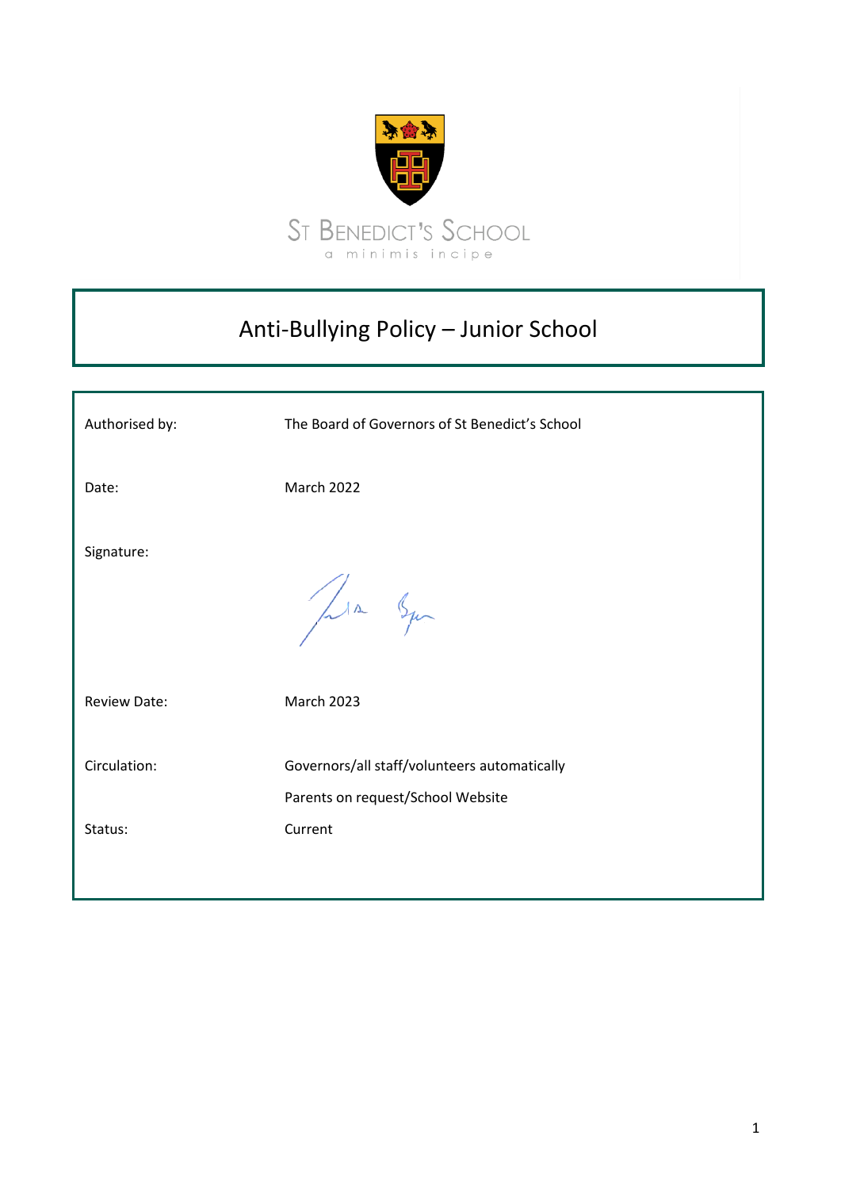St Benedict's School

a minimis incipe

# Anti-Bullying Policy – Junior School

| | |
|---|---|
| Authorised by: | The Board of Governors of St Benedict's School |
| Date: | March 2022 |
| Signature: | |
| Review Date: | March 2023 |
| Circulation: | Governors/all staff/volunteers automatically<br>Parents on request/School Website |
| Status: | Current |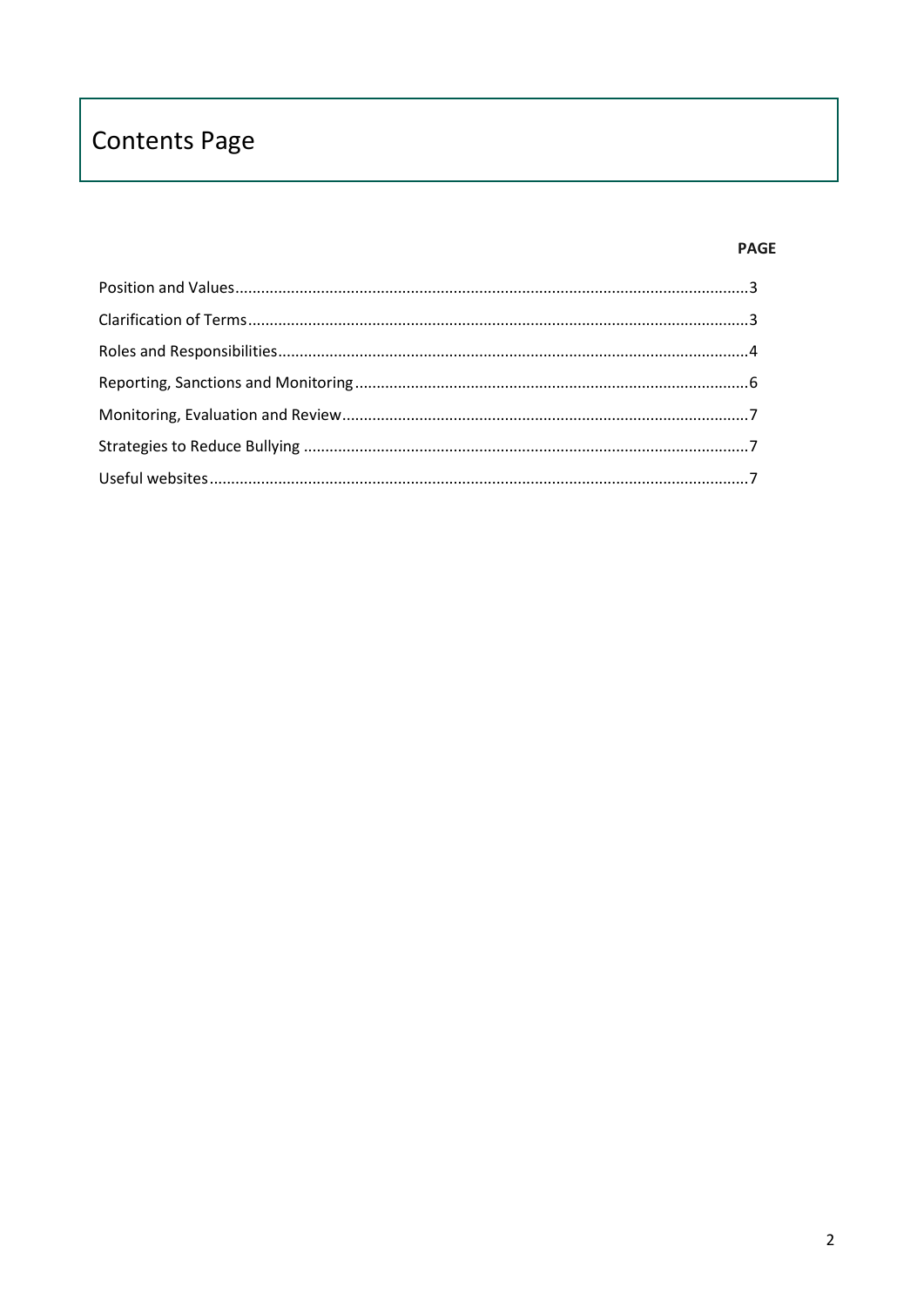# Contents Page

| | PAGE |
|---|---|
| Position and Values | 3 |
| Clarification of Terms | 3 |
| Roles and Responsibilities | 4 |
| Reporting, Sanctions and Monitoring | 6 |
| Monitoring, Evaluation and Review | 7 |
| Strategies to Reduce Bullying | 7 |
| Useful websites | 7 |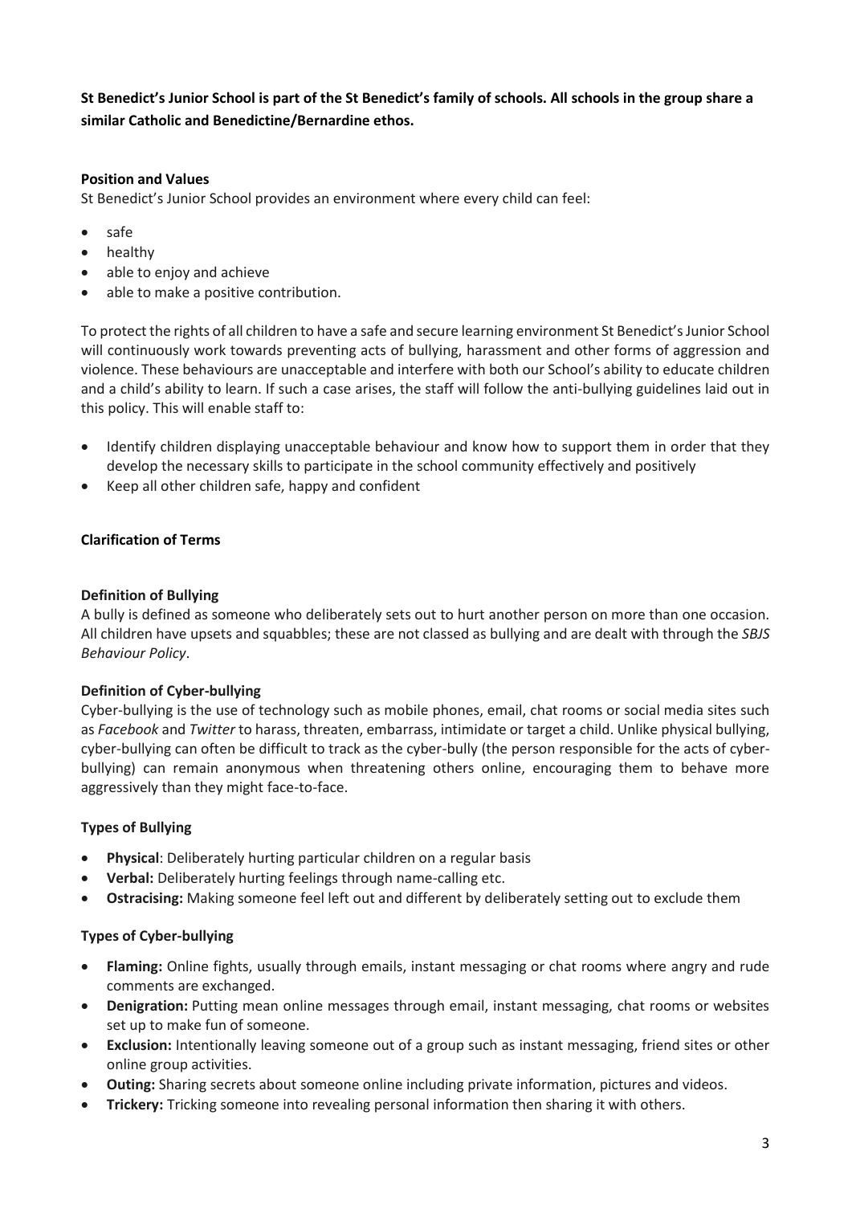**St Benedict's Junior School is part of the St Benedict's family of schools. All schools in the group share a similar Catholic and Benedictine/Bernardine ethos.**

**Position and Values**

St Benedict's Junior School provides an environment where every child can feel:

- safe
- healthy
- able to enjoy and achieve
- able to make a positive contribution.

To protect the rights of all children to have a safe and secure learning environment St Benedict's Junior School will continuously work towards preventing acts of bullying, harassment and other forms of aggression and violence. These behaviours are unacceptable and interfere with both our School's ability to educate children and a child's ability to learn. If such a case arises, the staff will follow the anti-bullying guidelines laid out in this policy. This will enable staff to:

- Identify children displaying unacceptable behaviour and know how to support them in order that they develop the necessary skills to participate in the school community effectively and positively
- Keep all other children safe, happy and confident

**Clarification of Terms**

**Definition of Bullying**

A bully is defined as someone who deliberately sets out to hurt another person on more than one occasion. All children have upsets and squabbles; these are not classed as bullying and are dealt with through the *SBJS Behaviour Policy*.

**Definition of Cyber-bullying**

Cyber-bullying is the use of technology such as mobile phones, email, chat rooms or social media sites such as *Facebook* and *Twitter* to harass, threaten, embarrass, intimidate or target a child. Unlike physical bullying, cyber-bullying can often be difficult to track as the cyber-bully (the person responsible for the acts of cyber-bullying) can remain anonymous when threatening others online, encouraging them to behave more aggressively than they might face-to-face.

**Types of Bullying**

- **Physical**: Deliberately hurting particular children on a regular basis
- **Verbal:** Deliberately hurting feelings through name-calling etc.
- **Ostracising:** Making someone feel left out and different by deliberately setting out to exclude them

**Types of Cyber-bullying**

- **Flaming:** Online fights, usually through emails, instant messaging or chat rooms where angry and rude comments are exchanged.
- **Denigration:** Putting mean online messages through email, instant messaging, chat rooms or websites set up to make fun of someone.
- **Exclusion:** Intentionally leaving someone out of a group such as instant messaging, friend sites or other online group activities.
- **Outing:** Sharing secrets about someone online including private information, pictures and videos.
- **Trickery:** Tricking someone into revealing personal information then sharing it with others.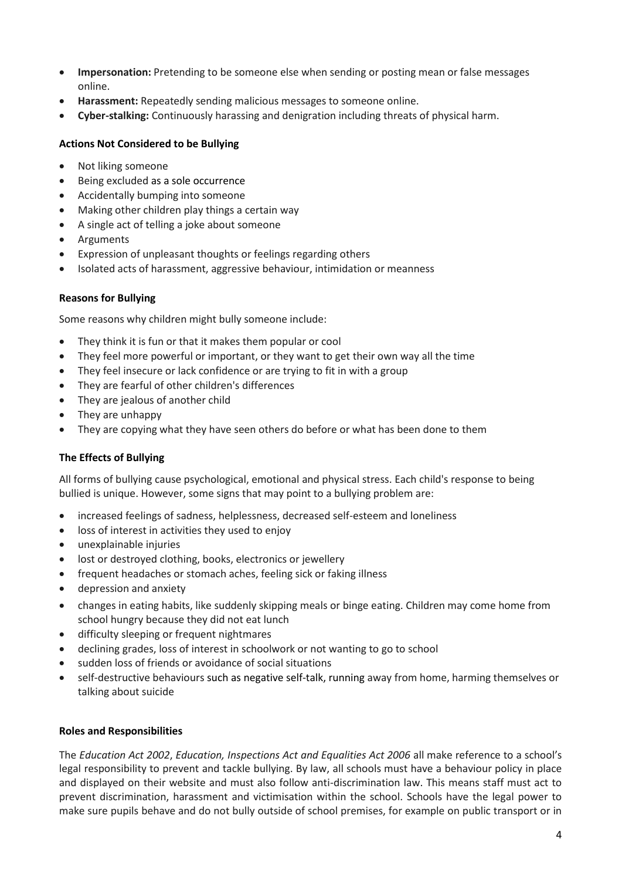- **Impersonation:** Pretending to be someone else when sending or posting mean or false messages online.
- **Harassment:** Repeatedly sending malicious messages to someone online.
- **Cyber-stalking:** Continuously harassing and denigration including threats of physical harm.

**Actions Not Considered to be Bullying**

- Not liking someone
- Being excluded as a sole occurrence
- Accidentally bumping into someone
- Making other children play things a certain way
- A single act of telling a joke about someone
- Arguments
- Expression of unpleasant thoughts or feelings regarding others
- Isolated acts of harassment, aggressive behaviour, intimidation or meanness

**Reasons for Bullying**

Some reasons why children might bully someone include:

- They think it is fun or that it makes them popular or cool
- They feel more powerful or important, or they want to get their own way all the time
- They feel insecure or lack confidence or are trying to fit in with a group
- They are fearful of other children's differences
- They are jealous of another child
- They are unhappy
- They are copying what they have seen others do before or what has been done to them

**The Effects of Bullying**

All forms of bullying cause psychological, emotional and physical stress. Each child's response to being bullied is unique. However, some signs that may point to a bullying problem are:

- increased feelings of sadness, helplessness, decreased self-esteem and loneliness
- loss of interest in activities they used to enjoy
- unexplainable injuries
- lost or destroyed clothing, books, electronics or jewellery
- frequent headaches or stomach aches, feeling sick or faking illness
- depression and anxiety
- changes in eating habits, like suddenly skipping meals or binge eating. Children may come home from school hungry because they did not eat lunch
- difficulty sleeping or frequent nightmares
- declining grades, loss of interest in schoolwork or not wanting to go to school
- sudden loss of friends or avoidance of social situations
- self-destructive behaviours such as negative self-talk, running away from home, harming themselves or talking about suicide

**Roles and Responsibilities**

The *Education Act 2002*, *Education, Inspections Act and Equalities Act 2006* all make reference to a school's legal responsibility to prevent and tackle bullying. By law, all schools must have a behaviour policy in place and displayed on their website and must also follow anti-discrimination law. This means staff must act to prevent discrimination, harassment and victimisation within the school. Schools have the legal power to make sure pupils behave and do not bully outside of school premises, for example on public transport or in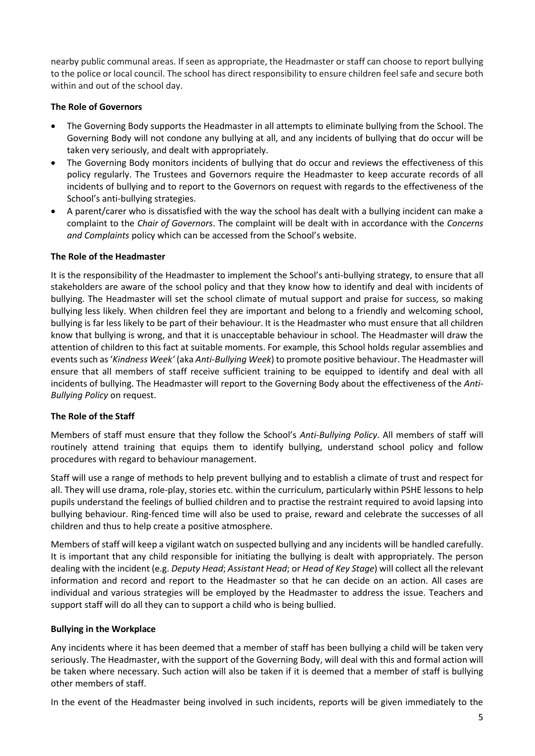nearby public communal areas. If seen as appropriate, the Headmaster or staff can choose to report bullying to the police or local council. The school has direct responsibility to ensure children feel safe and secure both within and out of the school day.

**The Role of Governors**

- The Governing Body supports the Headmaster in all attempts to eliminate bullying from the School. The Governing Body will not condone any bullying at all, and any incidents of bullying that do occur will be taken very seriously, and dealt with appropriately.
- The Governing Body monitors incidents of bullying that do occur and reviews the effectiveness of this policy regularly. The Trustees and Governors require the Headmaster to keep accurate records of all incidents of bullying and to report to the Governors on request with regards to the effectiveness of the School's anti-bullying strategies.
- A parent/carer who is dissatisfied with the way the school has dealt with a bullying incident can make a complaint to the *Chair of Governors*. The complaint will be dealt with in accordance with the *Concerns and Complaints* policy which can be accessed from the School's website.

**The Role of the Headmaster**

It is the responsibility of the Headmaster to implement the School's anti-bullying strategy, to ensure that all stakeholders are aware of the school policy and that they know how to identify and deal with incidents of bullying. The Headmaster will set the school climate of mutual support and praise for success, so making bullying less likely. When children feel they are important and belong to a friendly and welcoming school, bullying is far less likely to be part of their behaviour. It is the Headmaster who must ensure that all children know that bullying is wrong, and that it is unacceptable behaviour in school. The Headmaster will draw the attention of children to this fact at suitable moments. For example, this School holds regular assemblies and events such as '*Kindness Week'* (aka *Anti-Bullying Week*) to promote positive behaviour. The Headmaster will ensure that all members of staff receive sufficient training to be equipped to identify and deal with all incidents of bullying. The Headmaster will report to the Governing Body about the effectiveness of the *Anti-Bullying Policy* on request.

**The Role of the Staff**

Members of staff must ensure that they follow the School's *Anti-Bullying Policy*. All members of staff will routinely attend training that equips them to identify bullying, understand school policy and follow procedures with regard to behaviour management.

Staff will use a range of methods to help prevent bullying and to establish a climate of trust and respect for all. They will use drama, role-play, stories etc. within the curriculum, particularly within PSHE lessons to help pupils understand the feelings of bullied children and to practise the restraint required to avoid lapsing into bullying behaviour. Ring-fenced time will also be used to praise, reward and celebrate the successes of all children and thus to help create a positive atmosphere.

Members of staff will keep a vigilant watch on suspected bullying and any incidents will be handled carefully. It is important that any child responsible for initiating the bullying is dealt with appropriately. The person dealing with the incident (e.g. *Deputy Head*; *Assistant Head*; or *Head of Key Stage*) will collect all the relevant information and record and report to the Headmaster so that he can decide on an action. All cases are individual and various strategies will be employed by the Headmaster to address the issue. Teachers and support staff will do all they can to support a child who is being bullied.

**Bullying in the Workplace**

Any incidents where it has been deemed that a member of staff has been bullying a child will be taken very seriously. The Headmaster, with the support of the Governing Body, will deal with this and formal action will be taken where necessary. Such action will also be taken if it is deemed that a member of staff is bullying other members of staff.

In the event of the Headmaster being involved in such incidents, reports will be given immediately to the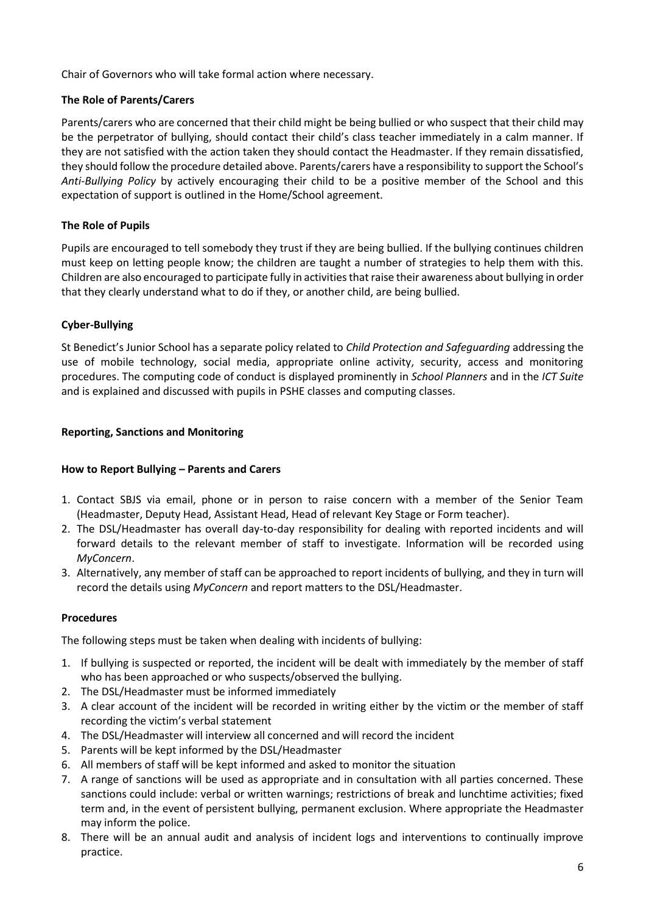Chair of Governors who will take formal action where necessary.

### The Role of Parents/Carers

Parents/carers who are concerned that their child might be being bullied or who suspect that their child may be the perpetrator of bullying, should contact their child's class teacher immediately in a calm manner. If they are not satisfied with the action taken they should contact the Headmaster. If they remain dissatisfied, they should follow the procedure detailed above. Parents/carers have a responsibility to support the School's *Anti-Bullying Policy* by actively encouraging their child to be a positive member of the School and this expectation of support is outlined in the Home/School agreement.

### The Role of Pupils

Pupils are encouraged to tell somebody they trust if they are being bullied. If the bullying continues children must keep on letting people know; the children are taught a number of strategies to help them with this. Children are also encouraged to participate fully in activities that raise their awareness about bullying in order that they clearly understand what to do if they, or another child, are being bullied.

### Cyber-Bullying

St Benedict's Junior School has a separate policy related to *Child Protection and Safeguarding* addressing the use of mobile technology, social media, appropriate online activity, security, access and monitoring procedures. The computing code of conduct is displayed prominently in *School Planners* and in the *ICT Suite* and is explained and discussed with pupils in PSHE classes and computing classes.

## Reporting, Sanctions and Monitoring

### How to Report Bullying – Parents and Carers

1. Contact SBJS via email, phone or in person to raise concern with a member of the Senior Team (Headmaster, Deputy Head, Assistant Head, Head of relevant Key Stage or Form teacher).
2. The DSL/Headmaster has overall day-to-day responsibility for dealing with reported incidents and will forward details to the relevant member of staff to investigate. Information will be recorded using *MyConcern*.
3. Alternatively, any member of staff can be approached to report incidents of bullying, and they in turn will record the details using *MyConcern* and report matters to the DSL/Headmaster.

### Procedures

The following steps must be taken when dealing with incidents of bullying:

1. If bullying is suspected or reported, the incident will be dealt with immediately by the member of staff who has been approached or who suspects/observed the bullying.
2. The DSL/Headmaster must be informed immediately
3. A clear account of the incident will be recorded in writing either by the victim or the member of staff recording the victim's verbal statement
4. The DSL/Headmaster will interview all concerned and will record the incident
5. Parents will be kept informed by the DSL/Headmaster
6. All members of staff will be kept informed and asked to monitor the situation
7. A range of sanctions will be used as appropriate and in consultation with all parties concerned. These sanctions could include: verbal or written warnings; restrictions of break and lunchtime activities; fixed term and, in the event of persistent bullying, permanent exclusion. Where appropriate the Headmaster may inform the police.
8. There will be an annual audit and analysis of incident logs and interventions to continually improve practice.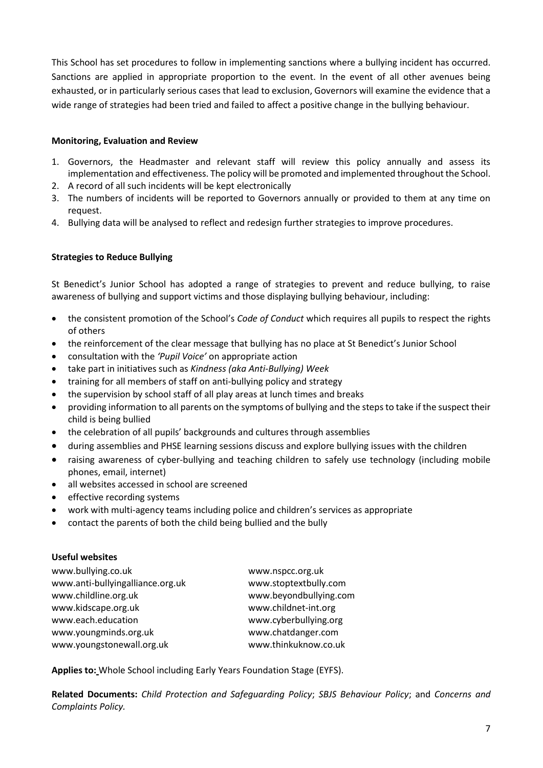This School has set procedures to follow in implementing sanctions where a bullying incident has occurred. Sanctions are applied in appropriate proportion to the event. In the event of all other avenues being exhausted, or in particularly serious cases that lead to exclusion, Governors will examine the evidence that a wide range of strategies had been tried and failed to affect a positive change in the bullying behaviour.

**Monitoring, Evaluation and Review**

1. Governors, the Headmaster and relevant staff will review this policy annually and assess its implementation and effectiveness. The policy will be promoted and implemented throughout the School.
2. A record of all such incidents will be kept electronically
3. The numbers of incidents will be reported to Governors annually or provided to them at any time on request.
4. Bullying data will be analysed to reflect and redesign further strategies to improve procedures.

**Strategies to Reduce Bullying**

St Benedict's Junior School has adopted a range of strategies to prevent and reduce bullying, to raise awareness of bullying and support victims and those displaying bullying behaviour, including:

- the consistent promotion of the School's *Code of Conduct* which requires all pupils to respect the rights of others
- the reinforcement of the clear message that bullying has no place at St Benedict's Junior School
- consultation with the *'Pupil Voice'* on appropriate action
- take part in initiatives such as *Kindness (aka Anti-Bullying) Week*
- training for all members of staff on anti-bullying policy and strategy
- the supervision by school staff of all play areas at lunch times and breaks
- providing information to all parents on the symptoms of bullying and the steps to take if the suspect their child is being bullied
- the celebration of all pupils' backgrounds and cultures through assemblies
- during assemblies and PHSE learning sessions discuss and explore bullying issues with the children
- raising awareness of cyber-bullying and teaching children to safely use technology (including mobile phones, email, internet)
- all websites accessed in school are screened
- effective recording systems
- work with multi-agency teams including police and children's services as appropriate
- contact the parents of both the child being bullied and the bully

**Useful websites**

www.bullying.co.uk
www.anti-bullyingalliance.org.uk
www.childline.org.uk
www.kidscape.org.uk
www.each.education
www.youngminds.org.uk
www.youngstonewall.org.uk
www.nspcc.org.uk
www.stoptextbully.com
www.beyondbullying.com
www.childnet-int.org
www.cyberbullying.org
www.chatdanger.com
www.thinkuknow.co.uk

**Applies to:** Whole School including Early Years Foundation Stage (EYFS).

**Related Documents:** *Child Protection and Safeguarding Policy*; *SBJS Behaviour Policy*; and *Concerns and Complaints Policy.*